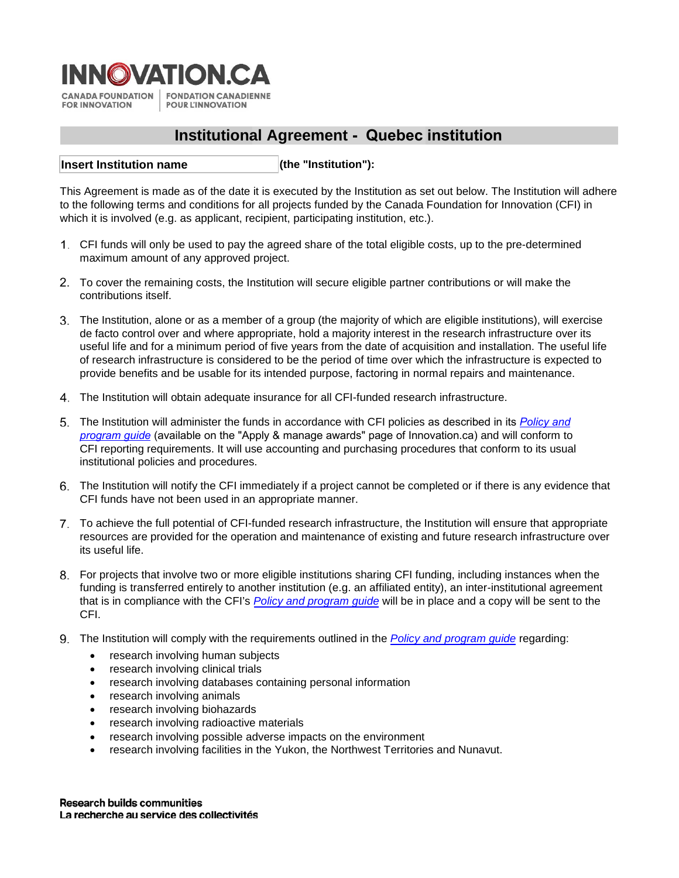INNOVATION.CA

CANADA FOUNDATION FOR INNOVATION | FONDATION CANADIENNE POUR L'INNOVATION

# Institutional Agreement - Quebec institution

**Insert Institution name** **(the "Institution"):**

This Agreement is made as of the date it is executed by the Institution as set out below. The Institution will adhere to the following terms and conditions for all projects funded by the Canada Foundation for Innovation (CFI) in which it is involved (e.g. as applicant, recipient, participating institution, etc.).

1. CFI funds will only be used to pay the agreed share of the total eligible costs, up to the pre-determined maximum amount of any approved project.

2. To cover the remaining costs, the Institution will secure eligible partner contributions or will make the contributions itself.

3. The Institution, alone or as a member of a group (the majority of which are eligible institutions), will exercise de facto control over and where appropriate, hold a majority interest in the research infrastructure over its useful life and for a minimum period of five years from the date of acquisition and installation. The useful life of research infrastructure is considered to be the period of time over which the infrastructure is expected to provide benefits and be usable for its intended purpose, factoring in normal repairs and maintenance.

4. The Institution will obtain adequate insurance for all CFI-funded research infrastructure.

5. The Institution will administer the funds in accordance with CFI policies as described in its *Policy and program guide* (available on the "Apply & manage awards" page of Innovation.ca) and will conform to CFI reporting requirements. It will use accounting and purchasing procedures that conform to its usual institutional policies and procedures.

6. The Institution will notify the CFI immediately if a project cannot be completed or if there is any evidence that CFI funds have not been used in an appropriate manner.

7. To achieve the full potential of CFI-funded research infrastructure, the Institution will ensure that appropriate resources are provided for the operation and maintenance of existing and future research infrastructure over its useful life.

8. For projects that involve two or more eligible institutions sharing CFI funding, including instances when the funding is transferred entirely to another institution (e.g. an affiliated entity), an inter-institutional agreement that is in compliance with the CFI's *Policy and program guide* will be in place and a copy will be sent to the CFI.

9. The Institution will comply with the requirements outlined in the *Policy and program guide* regarding:
   - research involving human subjects
   - research involving clinical trials
   - research involving databases containing personal information
   - research involving animals
   - research involving biohazards
   - research involving radioactive materials
   - research involving possible adverse impacts on the environment
   - research involving facilities in the Yukon, the Northwest Territories and Nunavut.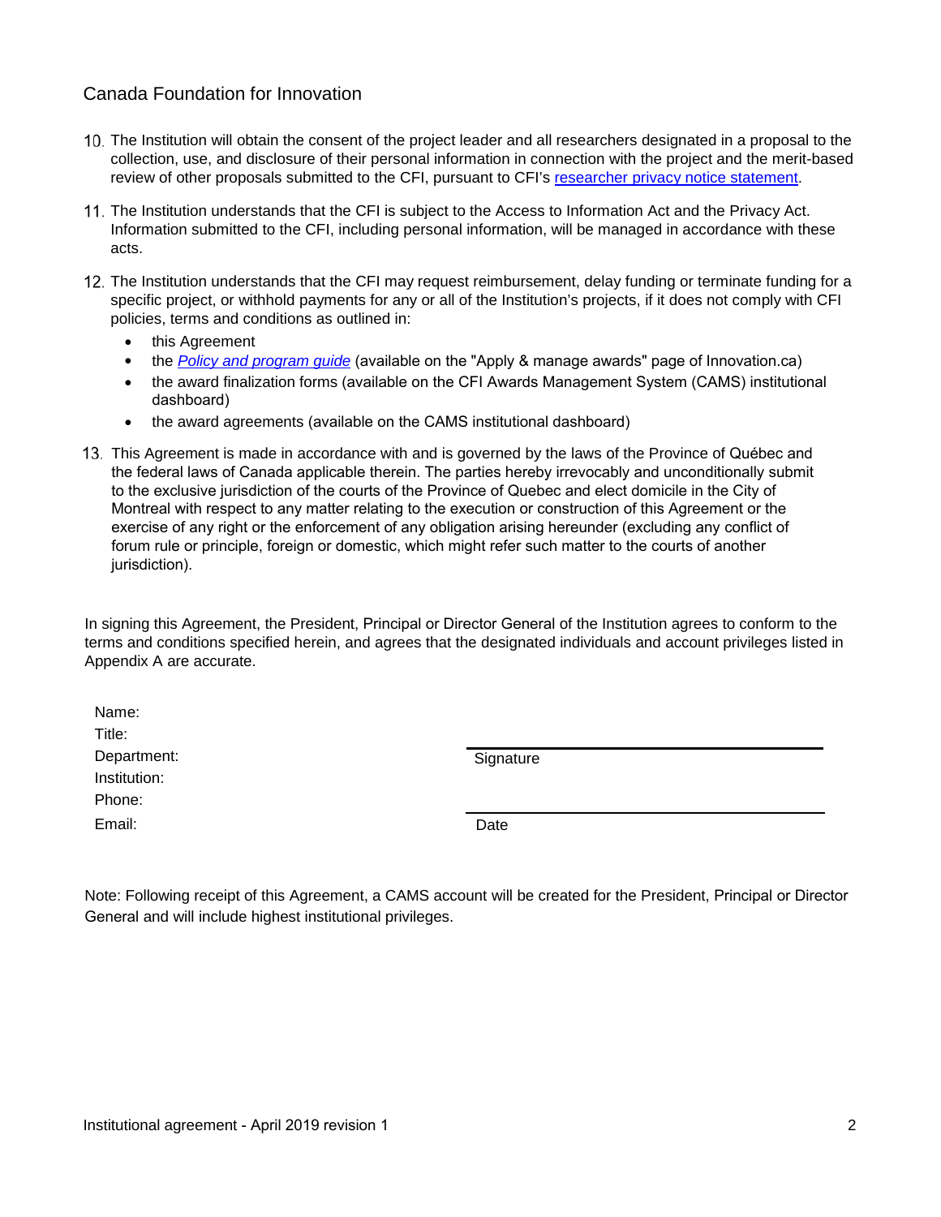10. The Institution will obtain the consent of the project leader and all researchers designated in a proposal to the collection, use, and disclosure of their personal information in connection with the project and the merit-based review of other proposals submitted to the CFI, pursuant to CFI's researcher privacy notice statement.

11. The Institution understands that the CFI is subject to the Access to Information Act and the Privacy Act. Information submitted to the CFI, including personal information, will be managed in accordance with these acts.

12. The Institution understands that the CFI may request reimbursement, delay funding or terminate funding for a specific project, or withhold payments for any or all of the Institution's projects, if it does not comply with CFI policies, terms and conditions as outlined in:
    - this Agreement
    - the *Policy and program guide* (available on the "Apply & manage awards" page of Innovation.ca)
    - the award finalization forms (available on the CFI Awards Management System (CAMS) institutional dashboard)
    - the award agreements (available on the CAMS institutional dashboard)

13. This Agreement is made in accordance with and is governed by the laws of the Province of Québec and the federal laws of Canada applicable therein. The parties hereby irrevocably and unconditionally submit to the exclusive jurisdiction of the courts of the Province of Quebec and elect domicile in the City of Montreal with respect to any matter relating to the execution or construction of this Agreement or the exercise of any right or the enforcement of any obligation arising hereunder (excluding any conflict of forum rule or principle, foreign or domestic, which might refer such matter to the courts of another jurisdiction).

In signing this Agreement, the President, Principal or Director General of the Institution agrees to conform to the terms and conditions specified herein, and agrees that the designated individuals and account privileges listed in Appendix A are accurate.

Name:
Title:
Department:
Institution:
Phone:
Email:

Signature

Date

Note: Following receipt of this Agreement, a CAMS account will be created for the President, Principal or Director General and will include highest institutional privileges.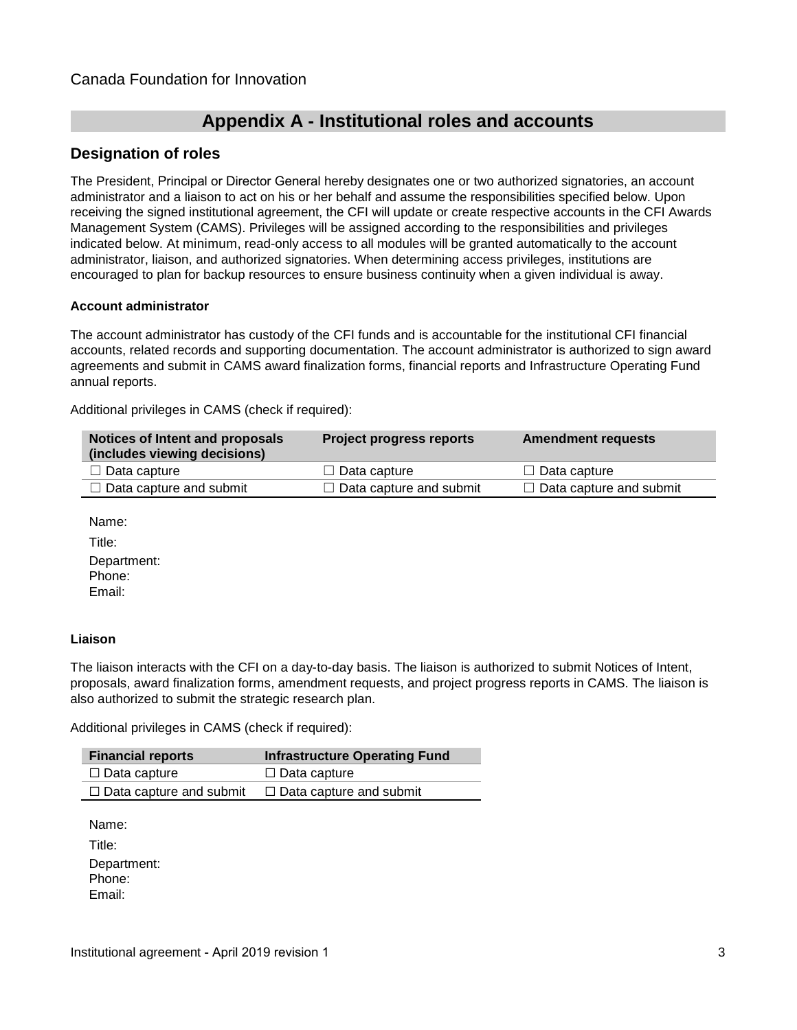Canada Foundation for Innovation

# Appendix A - Institutional roles and accounts

## Designation of roles

The President, Principal or Director General hereby designates one or two authorized signatories, an account administrator and a liaison to act on his or her behalf and assume the responsibilities specified below. Upon receiving the signed institutional agreement, the CFI will update or create respective accounts in the CFI Awards Management System (CAMS). Privileges will be assigned according to the responsibilities and privileges indicated below. At minimum, read-only access to all modules will be granted automatically to the account administrator, liaison, and authorized signatories. When determining access privileges, institutions are encouraged to plan for backup resources to ensure business continuity when a given individual is away.

**Account administrator**

The account administrator has custody of the CFI funds and is accountable for the institutional CFI financial accounts, related records and supporting documentation. The account administrator is authorized to sign award agreements and submit in CAMS award finalization forms, financial reports and Infrastructure Operating Fund annual reports.

Additional privileges in CAMS (check if required):

| Notices of Intent and proposals (includes viewing decisions) | Project progress reports | Amendment requests |
|---|---|---|
| ☐ Data capture | ☐ Data capture | ☐ Data capture |
| ☐ Data capture and submit | ☐ Data capture and submit | ☐ Data capture and submit |

Name:
Title:
Department:
Phone:
Email:

**Liaison**

The liaison interacts with the CFI on a day-to-day basis. The liaison is authorized to submit Notices of Intent, proposals, award finalization forms, amendment requests, and project progress reports in CAMS. The liaison is also authorized to submit the strategic research plan.

Additional privileges in CAMS (check if required):

| Financial reports | Infrastructure Operating Fund |
|---|---|
| ☐ Data capture | ☐ Data capture |
| ☐ Data capture and submit | ☐ Data capture and submit |

Name:
Title:
Department:
Phone:
Email: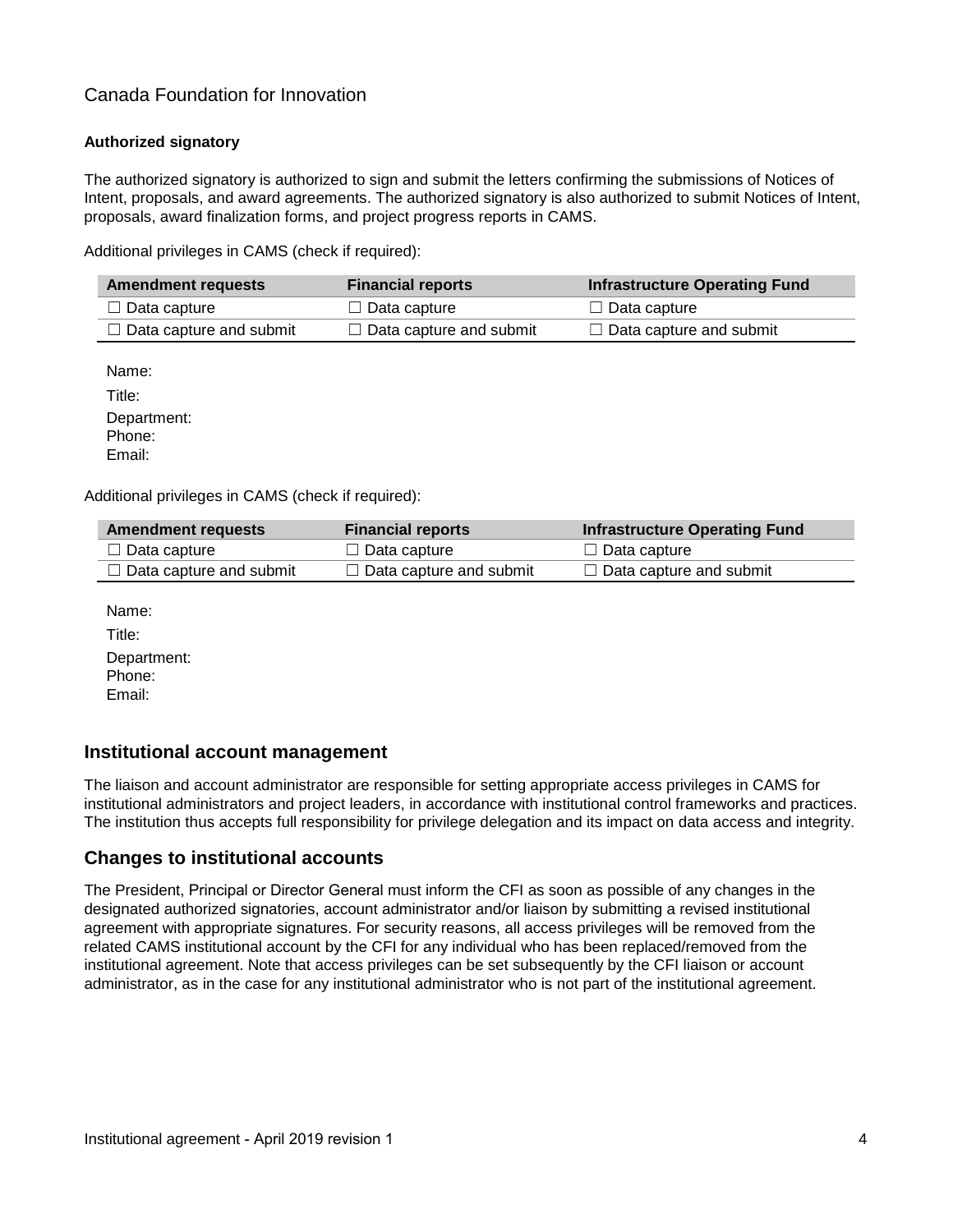Canada Foundation for Innovation

**Authorized signatory**

The authorized signatory is authorized to sign and submit the letters confirming the submissions of Notices of Intent, proposals, and award agreements. The authorized signatory is also authorized to submit Notices of Intent, proposals, award finalization forms, and project progress reports in CAMS.

Additional privileges in CAMS (check if required):

| Amendment requests | Financial reports | Infrastructure Operating Fund |
|---|---|---|
| ☐ Data capture | ☐ Data capture | ☐ Data capture |
| ☐ Data capture and submit | ☐ Data capture and submit | ☐ Data capture and submit |

Name:

Title:

Department:

Phone:

Email:

Additional privileges in CAMS (check if required):

| Amendment requests | Financial reports | Infrastructure Operating Fund |
|---|---|---|
| ☐ Data capture | ☐ Data capture | ☐ Data capture |
| ☐ Data capture and submit | ☐ Data capture and submit | ☐ Data capture and submit |

Name:

Title:

Department:

Phone:

Email:

## Institutional account management

The liaison and account administrator are responsible for setting appropriate access privileges in CAMS for institutional administrators and project leaders, in accordance with institutional control frameworks and practices. The institution thus accepts full responsibility for privilege delegation and its impact on data access and integrity.

## Changes to institutional accounts

The President, Principal or Director General must inform the CFI as soon as possible of any changes in the designated authorized signatories, account administrator and/or liaison by submitting a revised institutional agreement with appropriate signatures. For security reasons, all access privileges will be removed from the related CAMS institutional account by the CFI for any individual who has been replaced/removed from the institutional agreement. Note that access privileges can be set subsequently by the CFI liaison or account administrator, as in the case for any institutional administrator who is not part of the institutional agreement.